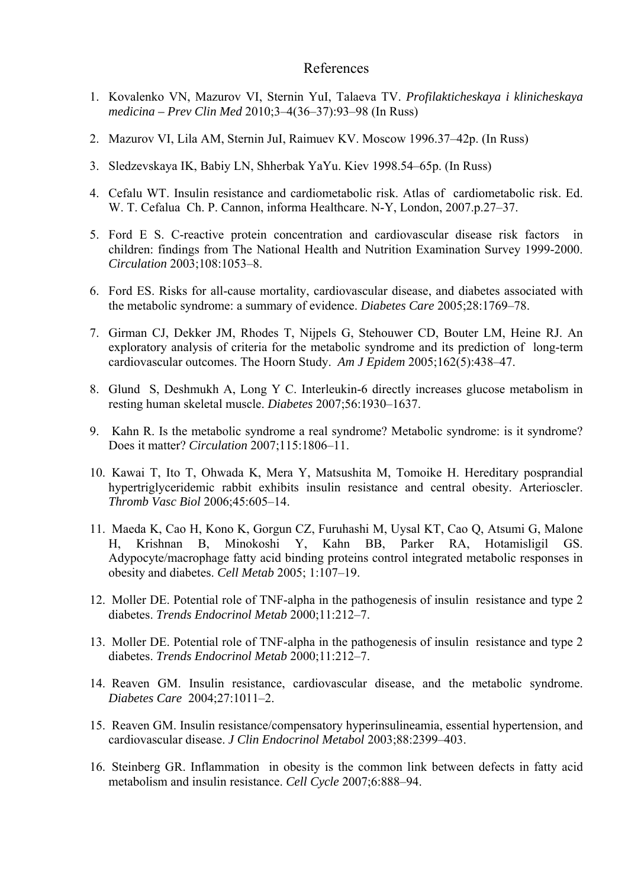# References

1. Kovalenko VN, Mazurov VI, Sternin YuI, Talaeva TV. *Profilakticheskaya i klinicheskaya medicina – Prev Clin Med* 2010;3–4(36–37):93–98 (In Russ)

2. Mazurov VI, Lila AM, Sternin JuI, Raimuev KV. Moscow 1996.37–42p. (In Russ)

3. Sledzevskaya IK, Babiy LN, Shherbak YaYu. Kiev 1998.54–65p. (In Russ)

4. Cefalu WT. Insulin resistance and cardiometabolic risk. Atlas of cardiometabolic risk. Ed. W. T. Cefalua Ch. P. Cannon, informa Healthcare. N-Y, London, 2007.p.27–37.

5. Ford E S. C-reactive protein concentration and cardiovascular disease risk factors in children: findings from The National Health and Nutrition Examination Survey 1999-2000. *Circulation* 2003;108:1053–8.

6. Ford ES. Risks for all-cause mortality, cardiovascular disease, and diabetes associated with the metabolic syndrome: a summary of evidence. *Diabetes Care* 2005;28:1769–78.

7. Girman CJ, Dekker JM, Rhodes T, Nijpels G, Stehouwer CD, Bouter LM, Heine RJ. An exploratory analysis of criteria for the metabolic syndrome and its prediction of long-term cardiovascular outcomes. The Hoorn Study. *Am J Epidem* 2005;162(5):438–47.

8. Glund S, Deshmukh A, Long Y C. Interleukin-6 directly increases glucose metabolism in resting human skeletal muscle. *Diabetes* 2007;56:1930–1637.

9. Kahn R. Is the metabolic syndrome a real syndrome? Metabolic syndrome: is it syndrome? Does it matter? *Circulation* 2007;115:1806–11.

10. Kawai T, Ito T, Ohwada K, Mera Y, Matsushita M, Tomoike H. Hereditary posprandial hypertriglyceridemic rabbit exhibits insulin resistance and central obesity. Arterioscler. *Thromb Vasc Biol* 2006;45:605–14.

11. Maeda K, Cao H, Kono K, Gorgun CZ, Furuhashi M, Uysal KT, Cao Q, Atsumi G, Malone H, Krishnan B, Minokoshi Y, Kahn BB, Parker RA, Hotamisligil GS. Adypocyte/macrophage fatty acid binding proteins control integrated metabolic responses in obesity and diabetes. *Cell Metab* 2005; 1:107–19.

12. Moller DE. Potential role of TNF-alpha in the pathogenesis of insulin resistance and type 2 diabetes. *Trends Endocrinol Metab* 2000;11:212–7.

13. Moller DE. Potential role of TNF-alpha in the pathogenesis of insulin resistance and type 2 diabetes. *Trends Endocrinol Metab* 2000;11:212–7.

14. Reaven GM. Insulin resistance, cardiovascular disease, and the metabolic syndrome. *Diabetes Care* 2004;27:1011–2.

15. Reaven GM. Insulin resistance/compensatory hyperinsulineamia, essential hypertension, and cardiovascular disease. *J Clin Endocrinol Metabol* 2003;88:2399–403.

16. Steinberg GR. Inflammation in obesity is the common link between defects in fatty acid metabolism and insulin resistance. *Cell Cycle* 2007;6:888–94.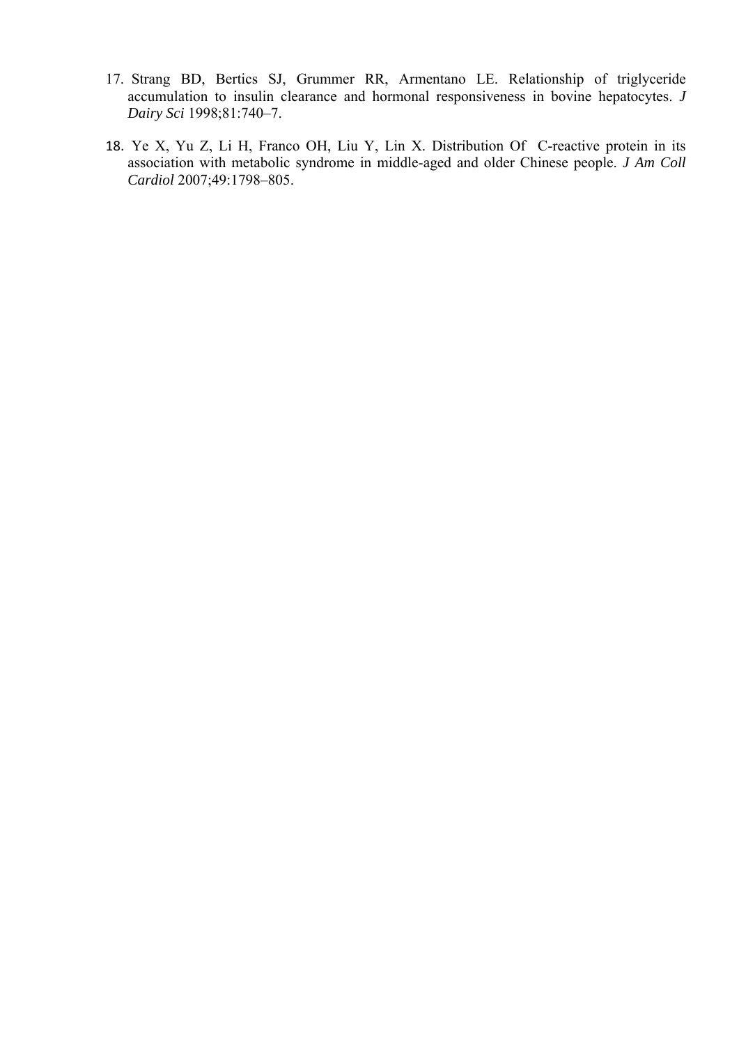17. Strang BD, Bertics SJ, Grummer RR, Armentano LE. Relationship of triglyceride accumulation to insulin clearance and hormonal responsiveness in bovine hepatocytes. *J Dairy Sci* 1998;81:740–7.
18. Ye X, Yu Z, Li H, Franco OH, Liu Y, Lin X. Distribution Of C-reactive protein in its association with metabolic syndrome in middle-aged and older Chinese people. *J Am Coll Cardiol* 2007;49:1798–805.